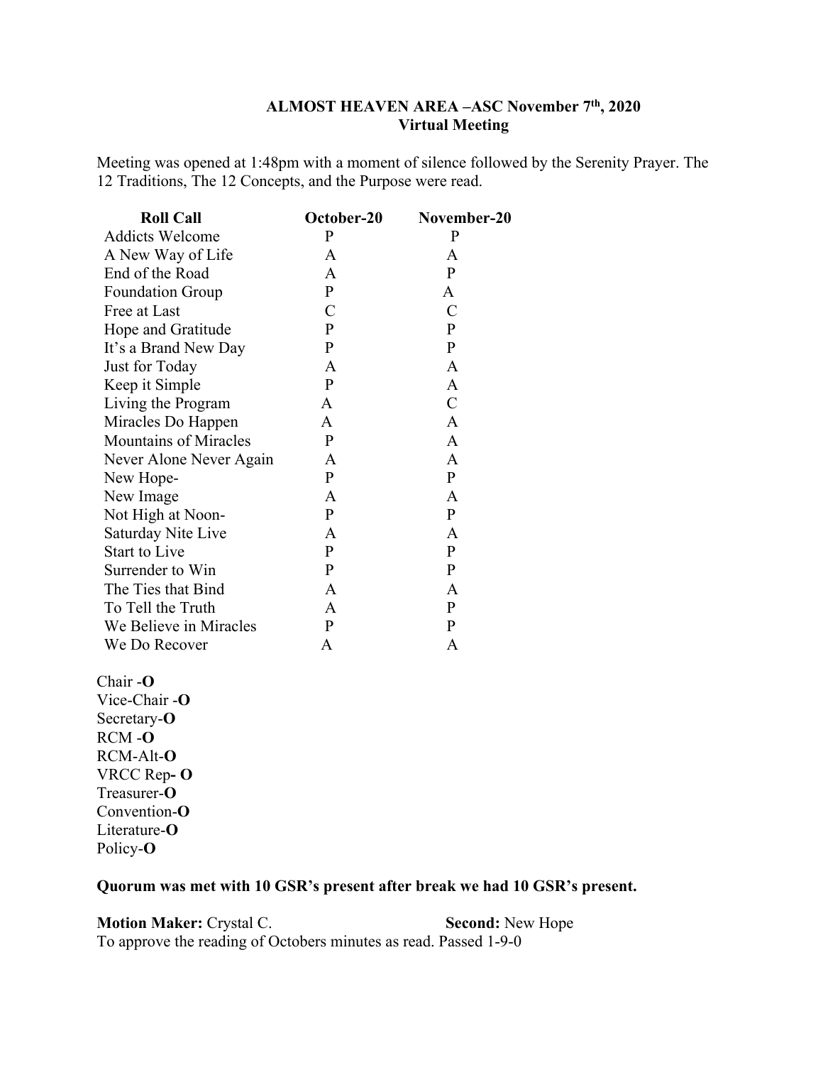# ALMOST HEAVEN AREA –ASC November 7th, 2020
## Virtual Meeting

Meeting was opened at 1:48pm with a moment of silence followed by the Serenity Prayer. The 12 Traditions, The 12 Concepts, and the Purpose were read.

| Roll Call | October-20 | November-20 |
|---|---|---|
| Addicts Welcome | P | P |
| A New Way of Life | A | A |
| End of the Road | A | P |
| Foundation Group | P | A |
| Free at Last | C | C |
| Hope and Gratitude | P | P |
| It's a Brand New Day | P | P |
| Just for Today | A | A |
| Keep it Simple | P | A |
| Living the Program | A | C |
| Miracles Do Happen | A | A |
| Mountains of Miracles | P | A |
| Never Alone Never Again | A | A |
| New Hope- | P | P |
| New Image | A | A |
| Not High at Noon- | P | P |
| Saturday Nite Live | A | A |
| Start to Live | P | P |
| Surrender to Win | P | P |
| The Ties that Bind | A | A |
| To Tell the Truth | A | P |
| We Believe in Miracles | P | P |
| We Do Recover | A | A |

Chair -**O**
Vice-Chair -**O**
Secretary-**O**
RCM -**O**
RCM-Alt-**O**
VRCC Rep**- O**
Treasurer-**O**
Convention-**O**
Literature-**O**
Policy-**O**

**Quorum was met with 10 GSR's present after break we had 10 GSR's present.**

**Motion Maker:** Crystal C. **Second:** New Hope
To approve the reading of Octobers minutes as read. Passed 1-9-0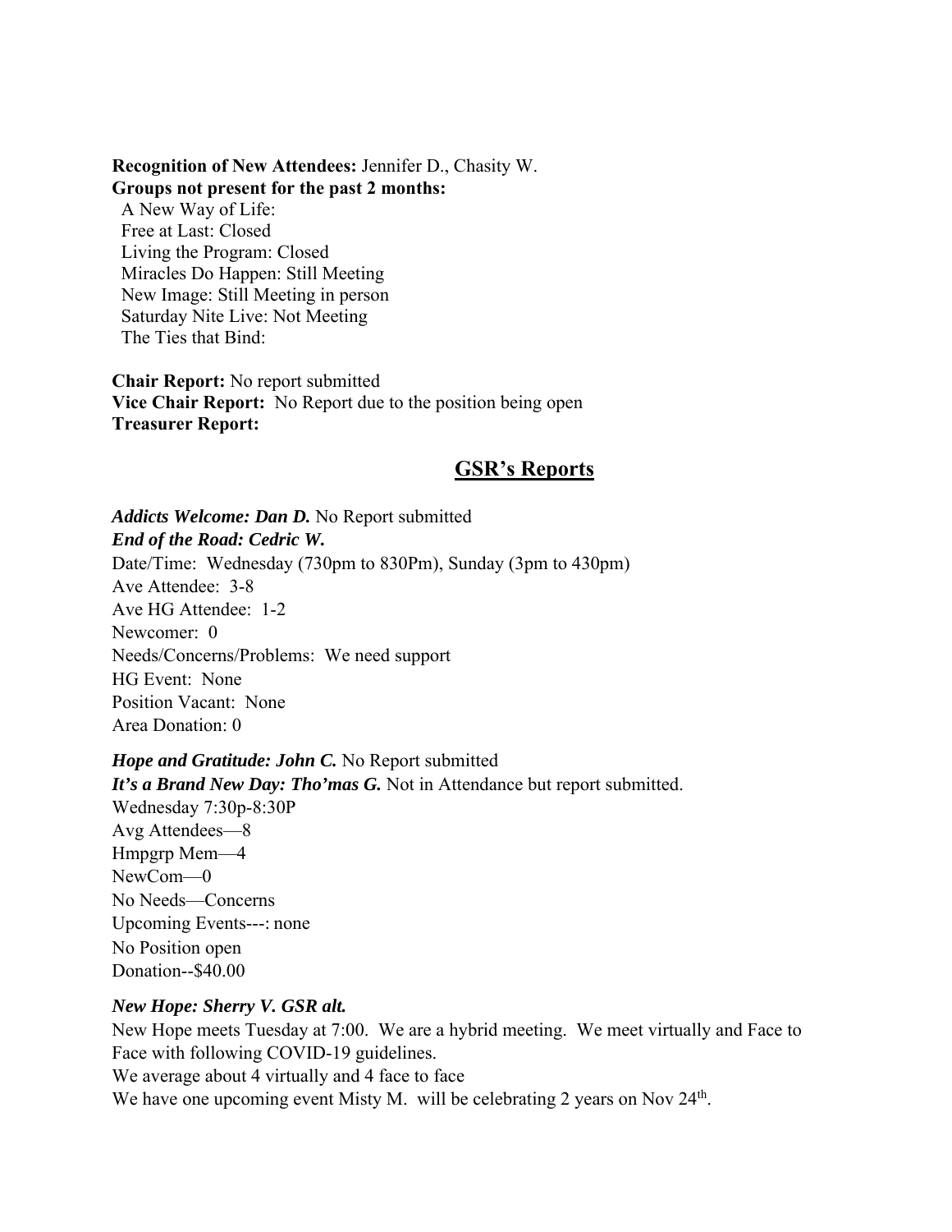**Recognition of New Attendees:** Jennifer D., Chasity W.
**Groups not present for the past 2 months:**

A New Way of Life:
Free at Last: Closed
Living the Program: Closed
Miracles Do Happen: Still Meeting
New Image: Still Meeting in person
Saturday Nite Live: Not Meeting
The Ties that Bind:

**Chair Report:** No report submitted
**Vice Chair Report:** No Report due to the position being open
**Treasurer Report:**

## GSR's Reports

***Addicts Welcome: Dan D.*** No Report submitted
***End of the Road: Cedric W.***
Date/Time: Wednesday (730pm to 830Pm), Sunday (3pm to 430pm)
Ave Attendee: 3-8
Ave HG Attendee: 1-2
Newcomer: 0
Needs/Concerns/Problems: We need support
HG Event: None
Position Vacant: None
Area Donation: 0

***Hope and Gratitude: John C.*** No Report submitted
***It's a Brand New Day: Tho'mas G.*** Not in Attendance but report submitted.
Wednesday 7:30p-8:30P
Avg Attendees—8
Hmpgrp Mem—4
NewCom—0
No Needs—Concerns
Upcoming Events---: none
No Position open
Donation--$40.00

***New Hope: Sherry V. GSR alt.***
New Hope meets Tuesday at 7:00. We are a hybrid meeting. We meet virtually and Face to Face with following COVID-19 guidelines.
We average about 4 virtually and 4 face to face
We have one upcoming event Misty M. will be celebrating 2 years on Nov 24th.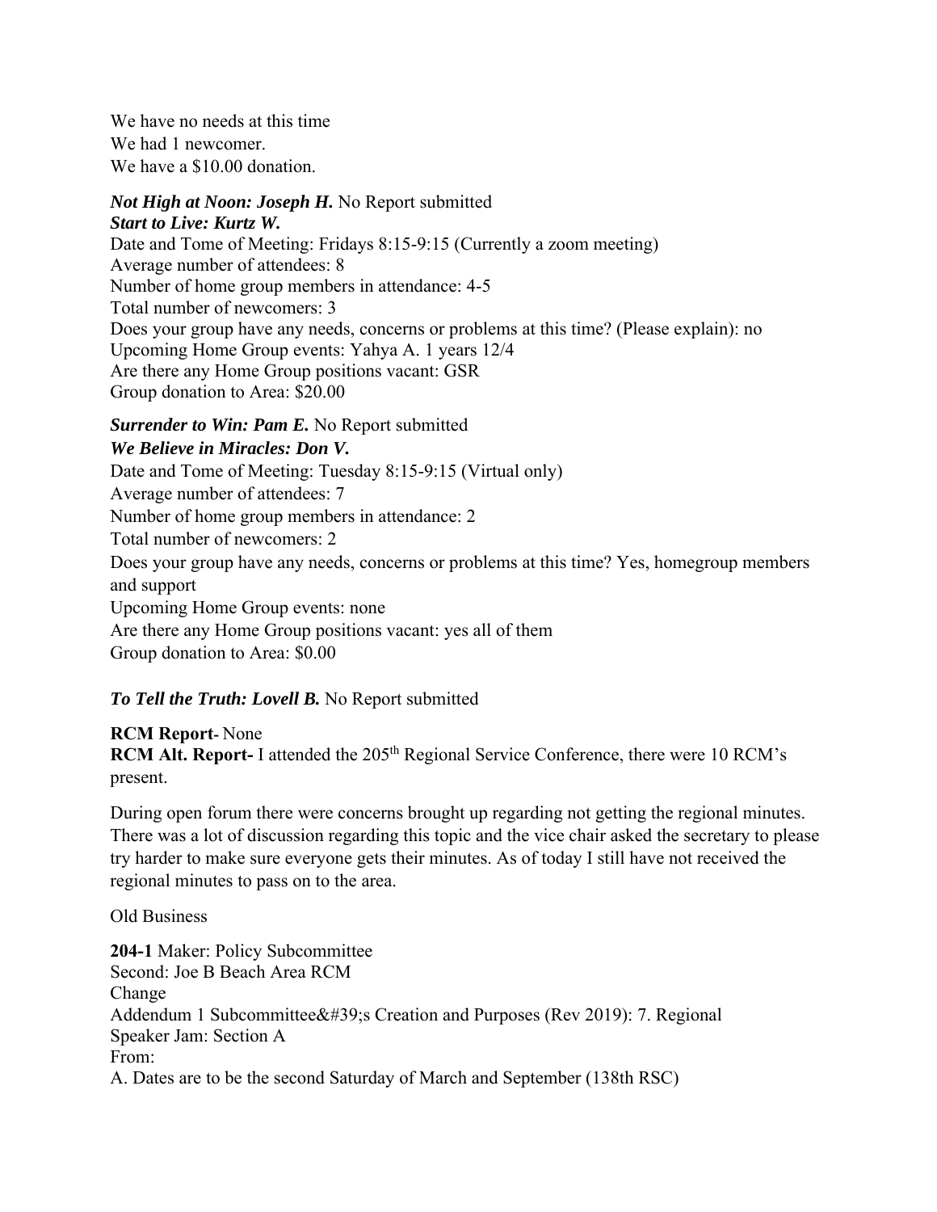We have no needs at this time
We had 1 newcomer.
We have a $10.00 donation.

***Not High at Noon: Joseph H.*** No Report submitted
***Start to Live: Kurtz W.***
Date and Tome of Meeting: Fridays 8:15-9:15 (Currently a zoom meeting)
Average number of attendees: 8
Number of home group members in attendance: 4-5
Total number of newcomers: 3
Does your group have any needs, concerns or problems at this time? (Please explain): no
Upcoming Home Group events: Yahya A. 1 years 12/4
Are there any Home Group positions vacant: GSR
Group donation to Area: $20.00

***Surrender to Win: Pam E.*** No Report submitted
***We Believe in Miracles: Don V.***
Date and Tome of Meeting: Tuesday 8:15-9:15 (Virtual only)
Average number of attendees: 7
Number of home group members in attendance: 2
Total number of newcomers: 2
Does your group have any needs, concerns or problems at this time? Yes, homegroup members and support
Upcoming Home Group events: none
Are there any Home Group positions vacant: yes all of them
Group donation to Area: $0.00

***To Tell the Truth: Lovell B.*** No Report submitted

**RCM Report**- None
**RCM Alt. Report-** I attended the 205th Regional Service Conference, there were 10 RCM's present.

During open forum there were concerns brought up regarding not getting the regional minutes. There was a lot of discussion regarding this topic and the vice chair asked the secretary to please try harder to make sure everyone gets their minutes. As of today I still have not received the regional minutes to pass on to the area.

Old Business

**204-1** Maker: Policy Subcommittee
Second: Joe B Beach Area RCM
Change
Addendum 1 Subcommittee&#39;s Creation and Purposes (Rev 2019): 7. Regional Speaker Jam: Section A
From:
A. Dates are to be the second Saturday of March and September (138th RSC)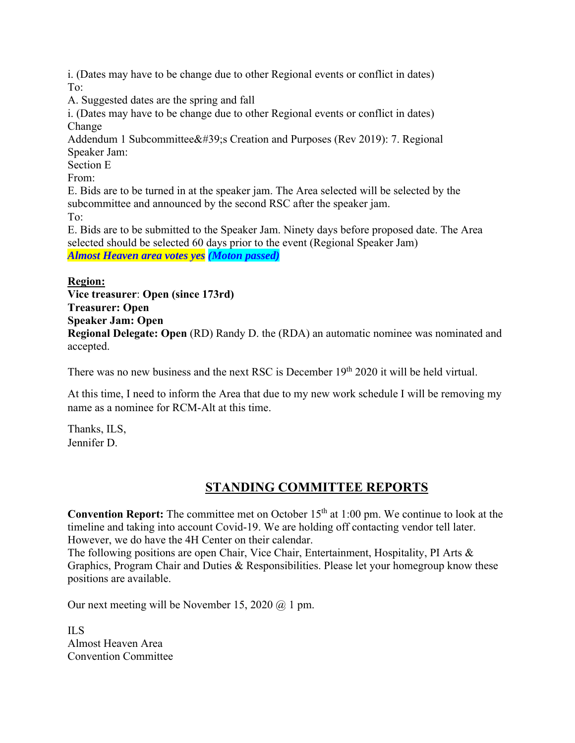i. (Dates may have to be change due to other Regional events or conflict in dates)
To:
A. Suggested dates are the spring and fall
i. (Dates may have to be change due to other Regional events or conflict in dates)
Change
Addendum 1 Subcommittee&#39;s Creation and Purposes (Rev 2019): 7. Regional Speaker Jam:
Section E
From:
E. Bids are to be turned in at the speaker jam. The Area selected will be selected by the subcommittee and announced by the second RSC after the speaker jam.
To:
E. Bids are to be submitted to the Speaker Jam. Ninety days before proposed date. The Area selected should be selected 60 days prior to the event (Regional Speaker Jam)
***Almost Heaven area votes yes*** ***(Moton passed)***

**Region:**
**Vice treasurer**: **Open (since 173rd)**
**Treasurer: Open**
**Speaker Jam: Open**
**Regional Delegate: Open** (RD) Randy D. the (RDA) an automatic nominee was nominated and accepted.

There was no new business and the next RSC is December 19th 2020 it will be held virtual.

At this time, I need to inform the Area that due to my new work schedule I will be removing my name as a nominee for RCM-Alt at this time.

Thanks, ILS,
Jennifer D.

## STANDING COMMITTEE REPORTS

**Convention Report:** The committee met on October 15th at 1:00 pm. We continue to look at the timeline and taking into account Covid-19. We are holding off contacting vendor tell later. However, we do have the 4H Center on their calendar.
The following positions are open Chair, Vice Chair, Entertainment, Hospitality, PI Arts & Graphics, Program Chair and Duties & Responsibilities. Please let your homegroup know these positions are available.

Our next meeting will be November 15, 2020 @ 1 pm.

ILS
Almost Heaven Area
Convention Committee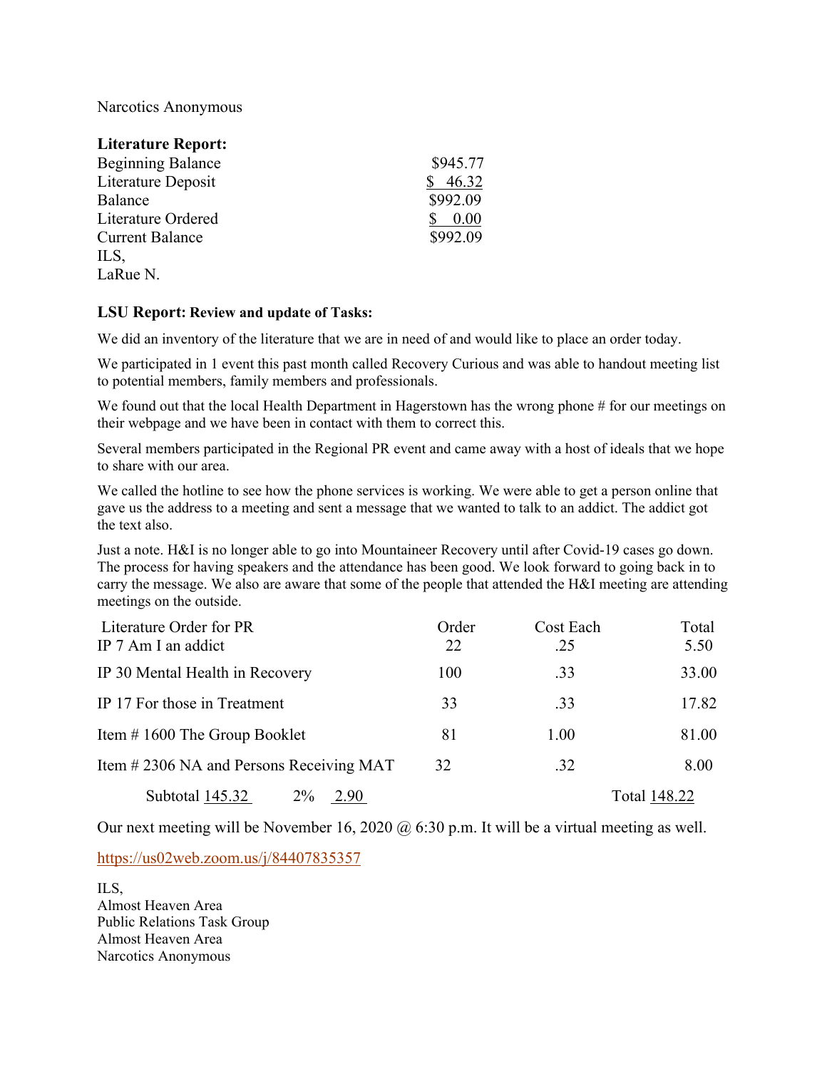Narcotics Anonymous

**Literature Report:**

| | |
|---|---|
| Beginning Balance | $945.77 |
| Literature Deposit | $ 46.32 |
| Balance | $992.09 |
| Literature Ordered | $ 0.00 |
| Current Balance | $992.09 |

ILS,
LaRue N.

**LSU Report: Review and update of Tasks:**

We did an inventory of the literature that we are in need of and would like to place an order today.

We participated in 1 event this past month called Recovery Curious and was able to handout meeting list to potential members, family members and professionals.

We found out that the local Health Department in Hagerstown has the wrong phone # for our meetings on their webpage and we have been in contact with them to correct this.

Several members participated in the Regional PR event and came away with a host of ideals that we hope to share with our area.

We called the hotline to see how the phone services is working. We were able to get a person online that gave us the address to a meeting and sent a message that we wanted to talk to an addict. The addict got the text also.

Just a note. H&I is no longer able to go into Mountaineer Recovery until after Covid-19 cases go down. The process for having speakers and the attendance has been good. We look forward to going back in to carry the message. We also are aware that some of the people that attended the H&I meeting are attending meetings on the outside.

| Literature Order for PR | Order | Cost Each | Total |
|---|---|---|---|
| IP 7 Am I an addict | 22 | .25 | 5.50 |
| IP 30 Mental Health in Recovery | 100 | .33 | 33.00 |
| IP 17 For those in Treatment | 33 | .33 | 17.82 |
| Item # 1600 The Group Booklet | 81 | 1.00 | 81.00 |
| Item # 2306 NA and Persons Receiving MAT | 32 | .32 | 8.00 |
| Subtotal 145.32 | 2% 2.90 | | Total 148.22 |

Our next meeting will be November 16, 2020 @ 6:30 p.m. It will be a virtual meeting as well.

https://us02web.zoom.us/j/84407835357

ILS,
Almost Heaven Area
Public Relations Task Group
Almost Heaven Area
Narcotics Anonymous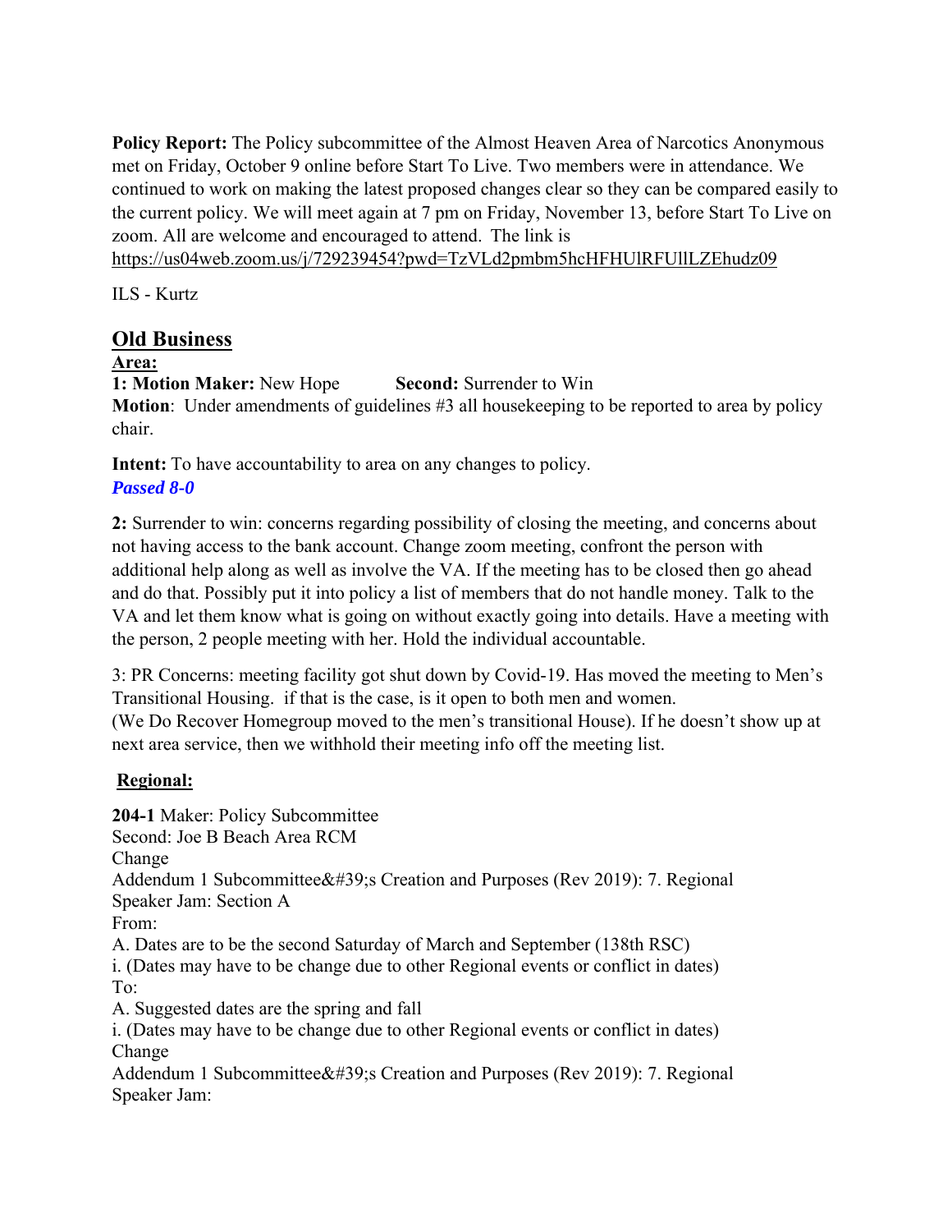**Policy Report:** The Policy subcommittee of the Almost Heaven Area of Narcotics Anonymous met on Friday, October 9 online before Start To Live. Two members were in attendance. We continued to work on making the latest proposed changes clear so they can be compared easily to the current policy. We will meet again at 7 pm on Friday, November 13, before Start To Live on zoom. All are welcome and encouraged to attend. The link is https://us04web.zoom.us/j/729239454?pwd=TzVLd2pmbm5hcHFHUlRFUllLZEhudz09

ILS - Kurtz

## Old Business

**Area:**

**1: Motion Maker:** New Hope **Second:** Surrender to Win

**Motion**: Under amendments of guidelines #3 all housekeeping to be reported to area by policy chair.

**Intent:** To have accountability to area on any changes to policy.

***Passed 8-0***

**2:** Surrender to win: concerns regarding possibility of closing the meeting, and concerns about not having access to the bank account. Change zoom meeting, confront the person with additional help along as well as involve the VA. If the meeting has to be closed then go ahead and do that. Possibly put it into policy a list of members that do not handle money. Talk to the VA and let them know what is going on without exactly going into details. Have a meeting with the person, 2 people meeting with her. Hold the individual accountable.

3: PR Concerns: meeting facility got shut down by Covid-19. Has moved the meeting to Men's Transitional Housing. if that is the case, is it open to both men and women.
(We Do Recover Homegroup moved to the men's transitional House). If he doesn't show up at next area service, then we withhold their meeting info off the meeting list.

**Regional:**

**204-1** Maker: Policy Subcommittee
Second: Joe B Beach Area RCM
Change
Addendum 1 Subcommittee&#39;s Creation and Purposes (Rev 2019): 7. Regional Speaker Jam: Section A
From:
A. Dates are to be the second Saturday of March and September (138th RSC)
i. (Dates may have to be change due to other Regional events or conflict in dates)
To:
A. Suggested dates are the spring and fall
i. (Dates may have to be change due to other Regional events or conflict in dates)
Change
Addendum 1 Subcommittee&#39;s Creation and Purposes (Rev 2019): 7. Regional Speaker Jam: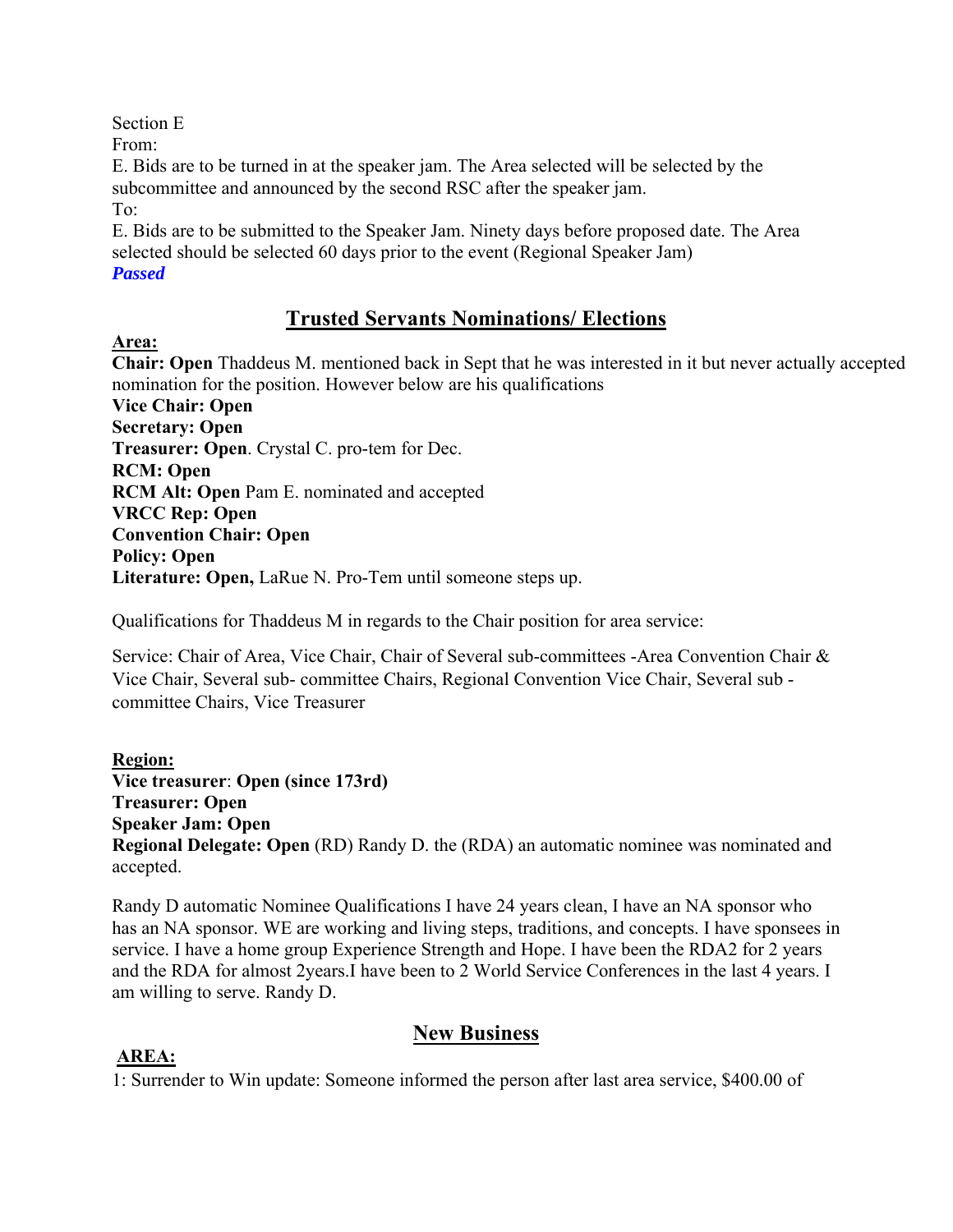Section E

From:

E. Bids are to be turned in at the speaker jam. The Area selected will be selected by the subcommittee and announced by the second RSC after the speaker jam.

To:

E. Bids are to be submitted to the Speaker Jam. Ninety days before proposed date. The Area selected should be selected 60 days prior to the event (Regional Speaker Jam)

***Passed***

## Trusted Servants Nominations/ Elections

**Area:**

**Chair: Open** Thaddeus M. mentioned back in Sept that he was interested in it but never actually accepted nomination for the position. However below are his qualifications

**Vice Chair: Open**

**Secretary: Open**

**Treasurer: Open**. Crystal C. pro-tem for Dec.

**RCM: Open**

**RCM Alt: Open** Pam E. nominated and accepted

**VRCC Rep: Open**

**Convention Chair: Open**

**Policy: Open**

**Literature: Open,** LaRue N. Pro-Tem until someone steps up.

Qualifications for Thaddeus M in regards to the Chair position for area service:

Service: Chair of Area, Vice Chair, Chair of Several sub-committees -Area Convention Chair & Vice Chair, Several sub- committee Chairs, Regional Convention Vice Chair, Several sub - committee Chairs, Vice Treasurer

**Region:**

**Vice treasurer**: **Open (since 173rd)**

**Treasurer: Open**

**Speaker Jam: Open**

**Regional Delegate: Open** (RD) Randy D. the (RDA) an automatic nominee was nominated and accepted.

Randy D automatic Nominee Qualifications I have 24 years clean, I have an NA sponsor who has an NA sponsor. WE are working and living steps, traditions, and concepts. I have sponsees in service. I have a home group Experience Strength and Hope. I have been the RDA2 for 2 years and the RDA for almost 2years.I have been to 2 World Service Conferences in the last 4 years. I am willing to serve. Randy D.

## New Business

**AREA:**

1: Surrender to Win update: Someone informed the person after last area service, $400.00 of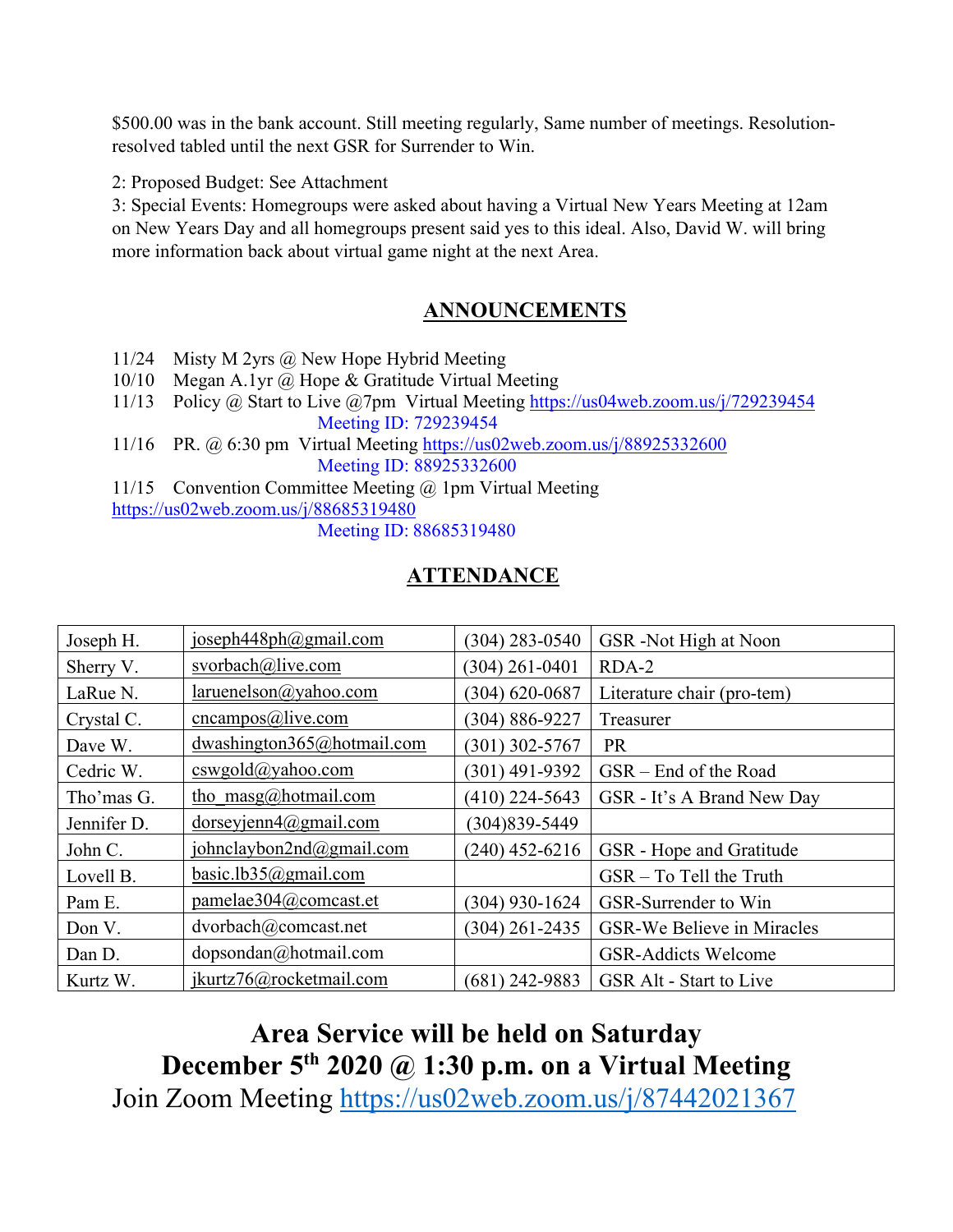$500.00 was in the bank account. Still meeting regularly, Same number of meetings. Resolution-resolved tabled until the next GSR for Surrender to Win.

2: Proposed Budget: See Attachment

3: Special Events: Homegroups were asked about having a Virtual New Years Meeting at 12am on New Years Day and all homegroups present said yes to this ideal. Also, David W. will bring more information back about virtual game night at the next Area.

## ANNOUNCEMENTS

11/24 Misty M 2yrs @ New Hope Hybrid Meeting
10/10 Megan A.1yr @ Hope & Gratitude Virtual Meeting
11/13 Policy @ Start to Live @7pm Virtual Meeting https://us04web.zoom.us/j/729239454
Meeting ID: 729239454
11/16 PR. @ 6:30 pm Virtual Meeting https://us02web.zoom.us/j/88925332600
Meeting ID: 88925332600
11/15 Convention Committee Meeting @ 1pm Virtual Meeting
https://us02web.zoom.us/j/88685319480
Meeting ID: 88685319480

## ATTENDANCE

| | | | |
|---|---|---|---|
| Joseph H. | joseph448ph@gmail.com | (304) 283-0540 | GSR -Not High at Noon |
| Sherry V. | svorbach@live.com | (304) 261-0401 | RDA-2 |
| LaRue N. | laruenelson@yahoo.com | (304) 620-0687 | Literature chair (pro-tem) |
| Crystal C. | cncampos@live.com | (304) 886-9227 | Treasurer |
| Dave W. | dwashington365@hotmail.com | (301) 302-5767 | PR |
| Cedric W. | cswgold@yahoo.com | (301) 491-9392 | GSR – End of the Road |
| Tho'mas G. | tho_masg@hotmail.com | (410) 224-5643 | GSR - It's A Brand New Day |
| Jennifer D. | dorseyjenn4@gmail.com | (304)839-5449 | |
| John C. | johnclaybon2nd@gmail.com | (240) 452-6216 | GSR - Hope and Gratitude |
| Lovell B. | basic.lb35@gmail.com | | GSR – To Tell the Truth |
| Pam E. | pamelae304@comcast.et | (304) 930-1624 | GSR-Surrender to Win |
| Don V. | dvorbach@comcast.net | (304) 261-2435 | GSR-We Believe in Miracles |
| Dan D. | dopsondan@hotmail.com | | GSR-Addicts Welcome |
| Kurtz W. | jkurtz76@rocketmail.com | (681) 242-9883 | GSR Alt - Start to Live |

**Area Service will be held on Saturday December 5th 2020 @ 1:30 p.m. on a Virtual Meeting**

Join Zoom Meeting https://us02web.zoom.us/j/87442021367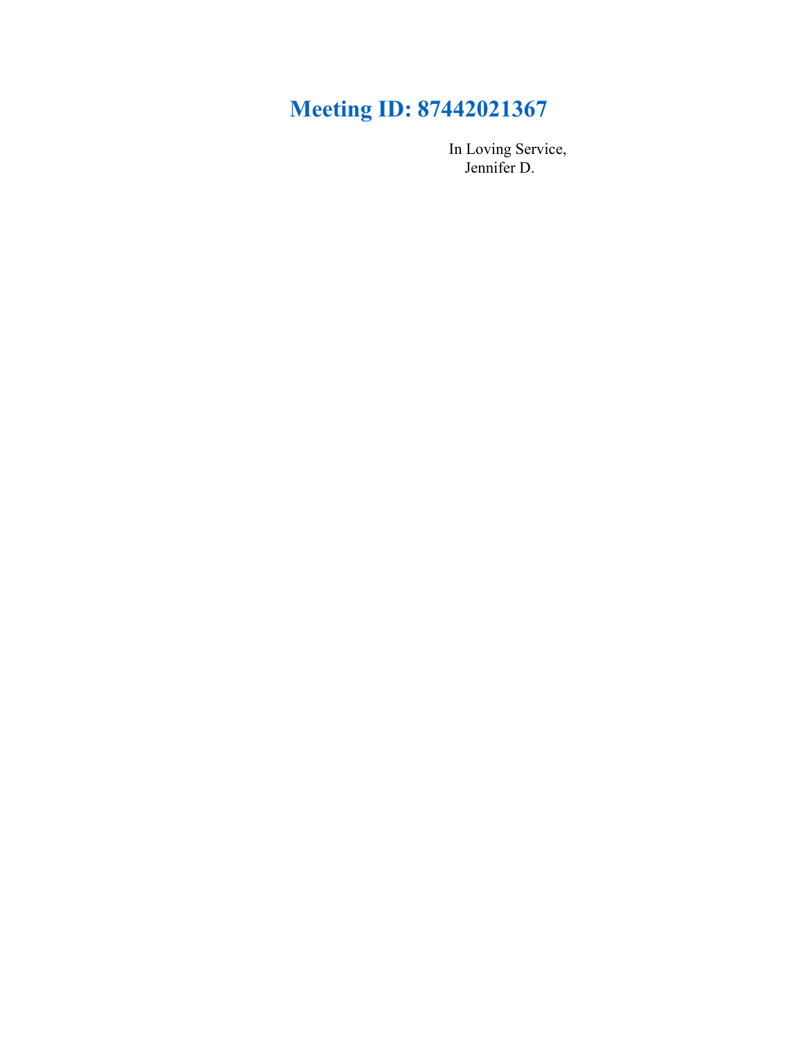## Meeting ID: 87442021367

In Loving Service,
Jennifer D.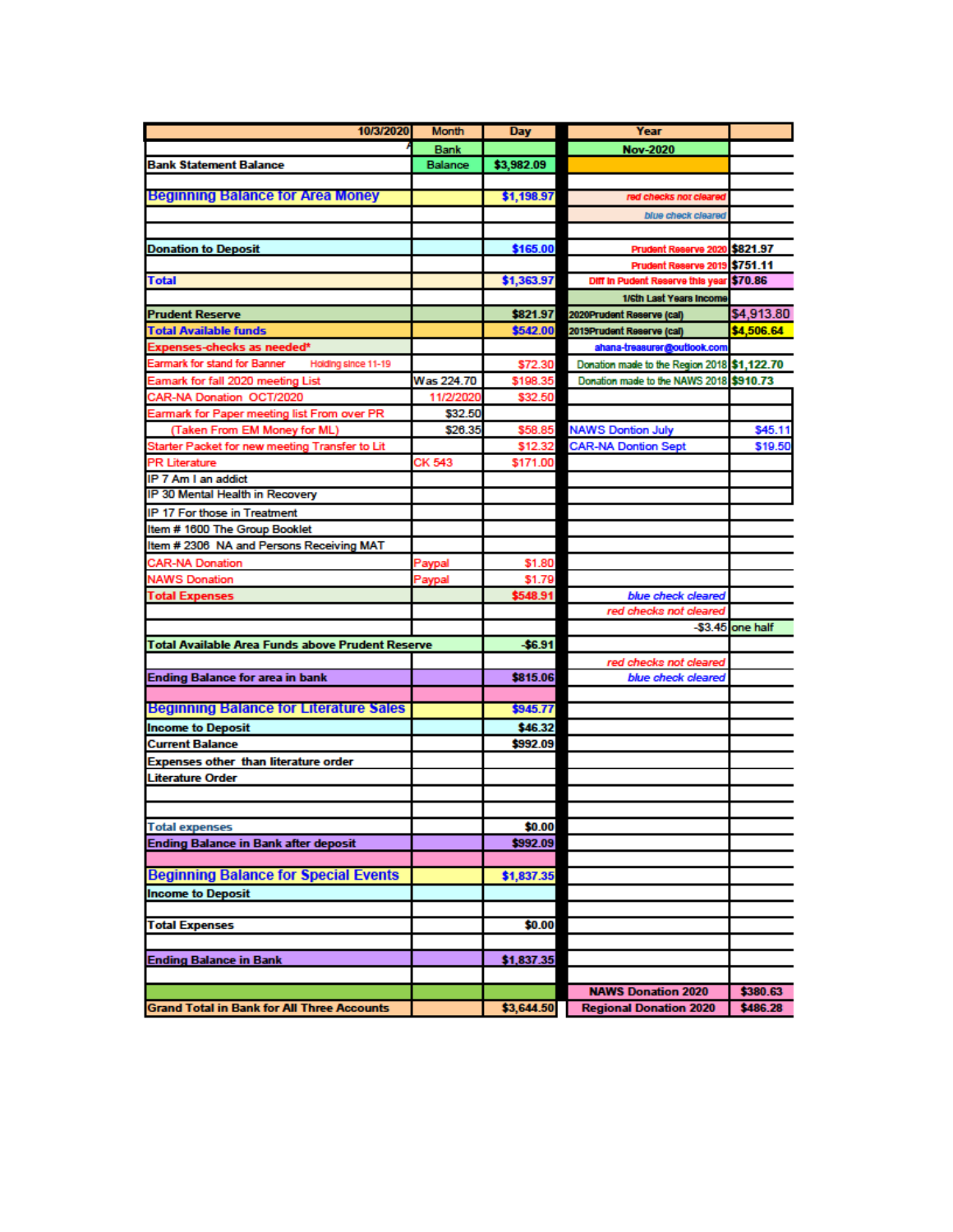| 10/3/2020 | Month | Day | Year | |
|---|---|---|---|---|
| | Bank | | Nov-2020 | |
| Bank Statement Balance | Balance | $3,982.09 | | |
| | | | | |
| Beginning Balance for Area Money | | $1,198.97 | red checks not cleared | |
| | | | blue check cleared | |
| | | | | |
| Donation to Deposit | | $165.00 | Prudent Reserve 2020 | $821.97 |
| | | | Prudent Reserve 2019 | $751.11 |
| Total | | $1,363.97 | Diff in Pudent Reserve this year | $70.86 |
| | | | 1/6th Last Years Income | |
| Prudent Reserve | | $821.97 | 2020Prudent Reserve (cal) | $4,913.80 |
| Total Available funds | | $542.00 | 2019Prudent Reserve (cal) | $4,506.64 |
| Expenses-checks as needed* | | | ahana-treasurer@outlook.com | |
| Earmark for stand for Banner Holding since 11-19 | | $72.30 | Donation made to the Region 2018 | $1,122.70 |
| Eamark for fall 2020 meeting List | Was 224.70 | $198.35 | Donation made to the NAWS 2018 | $910.73 |
| CAR-NA Donation OCT/2020 | 11/2/2020 | $32.50 | | |
| Earmark for Paper meeting list From over PR | $32.50 | | | |
| (Taken From EM Money for ML) | $26.35 | $58.85 | NAWS Dontion July | $45.11 |
| Starter Packet for new meeting Transfer to Lit | | $12.32 | CAR-NA Dontion Sept | $19.50 |
| PR Literature | CK 543 | $171.00 | | |
| IP 7 Am I an addict | | | | |
| IP 30 Mental Health in Recovery | | | | |
| IP 17 For those in Treatment | | | | |
| Item # 1600 The Group Booklet | | | | |
| Item # 2306 NA and Persons Receiving MAT | | | | |
| CAR-NA Donation | Paypal | $1.80 | | |
| NAWS Donation | Paypal | $1.79 | | |
| Total Expenses | | $548.91 | blue check cleared | |
| | | | red checks not cleared | |
| | | | -$3.45 | one half |
| Total Available Area Funds above Prudent Reserve | | -$6.91 | | |
| | | | red checks not cleared | |
| Ending Balance for area in bank | | $815.06 | blue check cleared | |
| | | | | |
| Beginning Balance for Literature Sales | | $945.77 | | |
| Income to Deposit | | $46.32 | | |
| Current Balance | | $992.09 | | |
| Expenses other than literature order | | | | |
| Literature Order | | | | |
| | | | | |
| | | | | |
| Total expenses | | $0.00 | | |
| Ending Balance in Bank after deposit | | $992.09 | | |
| | | | | |
| Beginning Balance for Special Events | | $1,837.35 | | |
| Income to Deposit | | | | |
| | | | | |
| Total Expenses | | $0.00 | | |
| | | | | |
| Ending Balance in Bank | | $1,837.35 | | |
| | | | | |
| | | | NAWS Donation 2020 | $380.63 |
| Grand Total in Bank for All Three Accounts | | $3,644.50 | Regional Donation 2020 | $486.28 |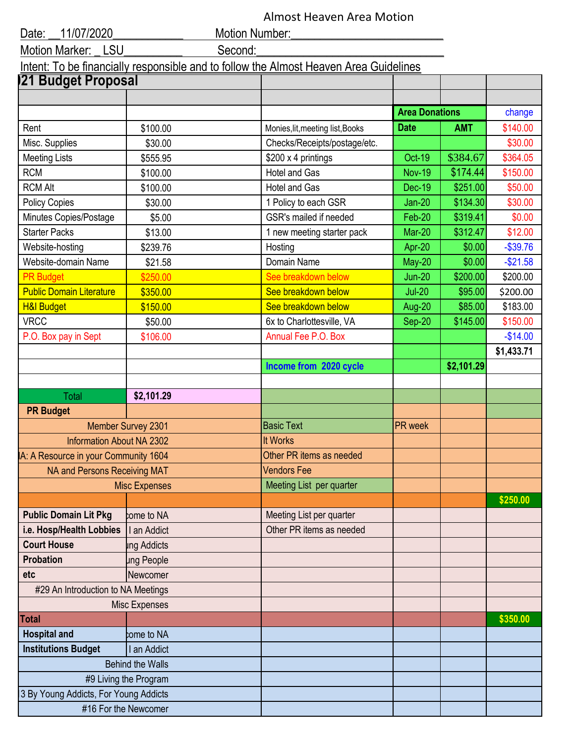Almost Heaven Area Motion

Date: __11/07/2020____________ Motion Number:_________________________

Motion Marker: _ LSU__________ Second:_______________________________

Intent: To be financially responsible and to follow the Almost Heaven Area Guidelines

## 021 Budget Proposal

| | | | | | |
|---|---|---|---|---|---|
| | | | **Area Donations** | | change |
| Rent | $100.00 | Monies,lit,meeting list,Books | **Date** | **AMT** | $140.00 |
| Misc. Supplies | $30.00 | Checks/Receipts/postage/etc. | | | $30.00 |
| Meeting Lists | $555.95 | $200 x 4 printings | Oct-19 | $384.67 | $364.05 |
| RCM | $100.00 | Hotel and Gas | Nov-19 | $174.44 | $150.00 |
| RCM Alt | $100.00 | Hotel and Gas | Dec-19 | $251.00 | $50.00 |
| Policy Copies | $30.00 | 1 Policy to each GSR | Jan-20 | $134.30 | $30.00 |
| Minutes Copies/Postage | $5.00 | GSR's mailed if needed | Feb-20 | $319.41 | $0.00 |
| Starter Packs | $13.00 | 1 new meeting starter pack | Mar-20 | $312.47 | $12.00 |
| Website-hosting | $239.76 | Hosting | Apr-20 | $0.00 | -$39.76 |
| Website-domain Name | $21.58 | Domain Name | May-20 | $0.00 | -$21.58 |
| PR Budget | $250.00 | See breakdown below | Jun-20 | $200.00 | $200.00 |
| Public Domain Literature | $350.00 | See breakdown below | Jul-20 | $95.00 | $200.00 |
| H&I Budget | $150.00 | See breakdown below | Aug-20 | $85.00 | $183.00 |
| VRCC | $50.00 | 6x to Charlottesville, VA | Sep-20 | $145.00 | $150.00 |
| P.O. Box pay in Sept | $106.00 | Annual Fee P.O. Box | | | -$14.00 |
| | | | | | **$1,433.71** |
| | | **Income from 2020 cycle** | | **$2,101.29** | |
| | | | | | |
| Total | **$2,101.29** | | | | |

| | | | | | |
|---|---|---|---|---|---|
| **PR Budget** | | | | | |
| Member Survey 2301 | | Basic Text | PR week | | |
| Information About NA 2302 | | It Works | | | |
| NA: A Resource in your Community 1604 | | Other PR items as needed | | | |
| NA and Persons Receiving MAT | | Vendors Fee | | | |
| Misc Expenses | | Meeting List per quarter | | | |
| | | | | | **$250.00** |
| **Public Domain Lit Pkg** | Welcome to NA | Meeting List per quarter | | | |
| **i.e. Hosp/Health Lobbies** | Am I an Addict | Other PR items as needed | | | |
| **Court House** | By Young Addicts | | | | |
| **Probation** | For Young People | | | | |
| **etc** | For the Newcomer | | | | |
| #29 An Introduction to NA Meetings | | | | | |
| Misc Expenses | | | | | |
| **Total** | | | | | **$350.00** |
| **Hospital and** | Welcome to NA | | | | |
| **Institutions Budget** | Am I an Addict | | | | |
| Behind the Walls | | | | | |
| #9 Living the Program | | | | | |
| #13 By Young Addicts, For Young Addicts | | | | | |
| #16 For the Newcomer | | | | | |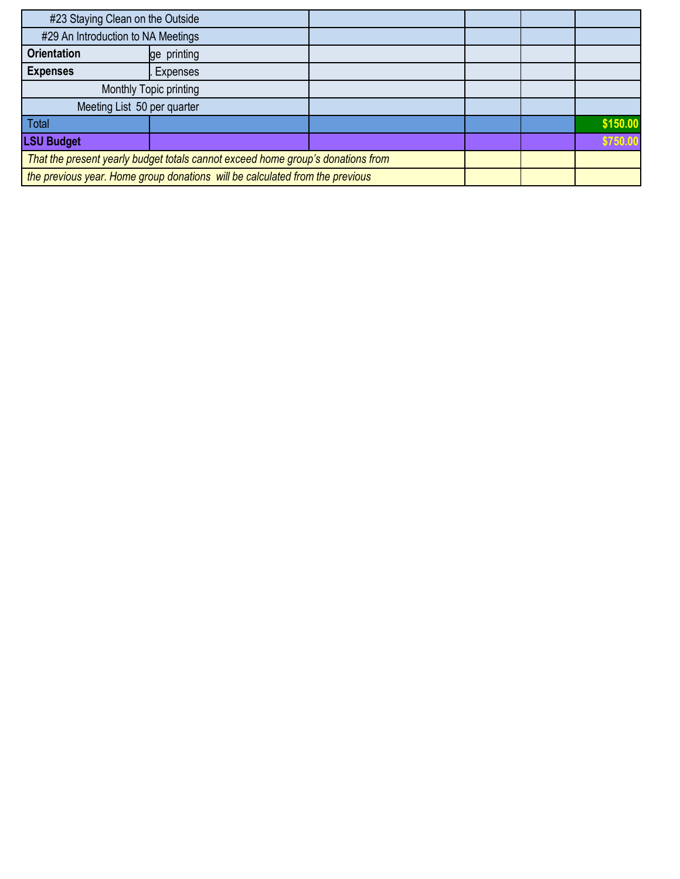| | | | | | |
|---|---|---|---|---|---|
| #23 Staying Clean on the Outside | | | | | |
| #29 An Introduction to NA Meetings | | | | | |
| **Orientation** | ge printing | | | | |
| **Expenses** | . Expenses | | | | |
| Monthly Topic printing | | | | | |
| Meeting List 50 per quarter | | | | | |
| Total | | | | | $150.00 |
| **LSU Budget** | | | | | $750.00 |
| *That the present yearly budget totals cannot exceed home group's donations from* | | | | | |
| *the previous year. Home group donations will be calculated from the previous* | | | | | |